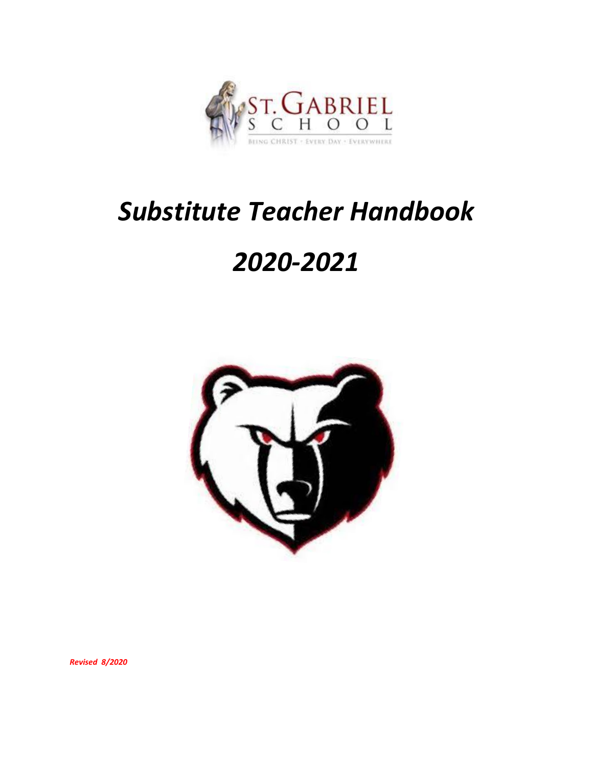ST. GABRIEL SCHOOL

BEING CHRIST · EVERY DAY · EVERYWHERE

# *Substitute Teacher Handbook*

# *2020-2021*

***Revised 8/2020***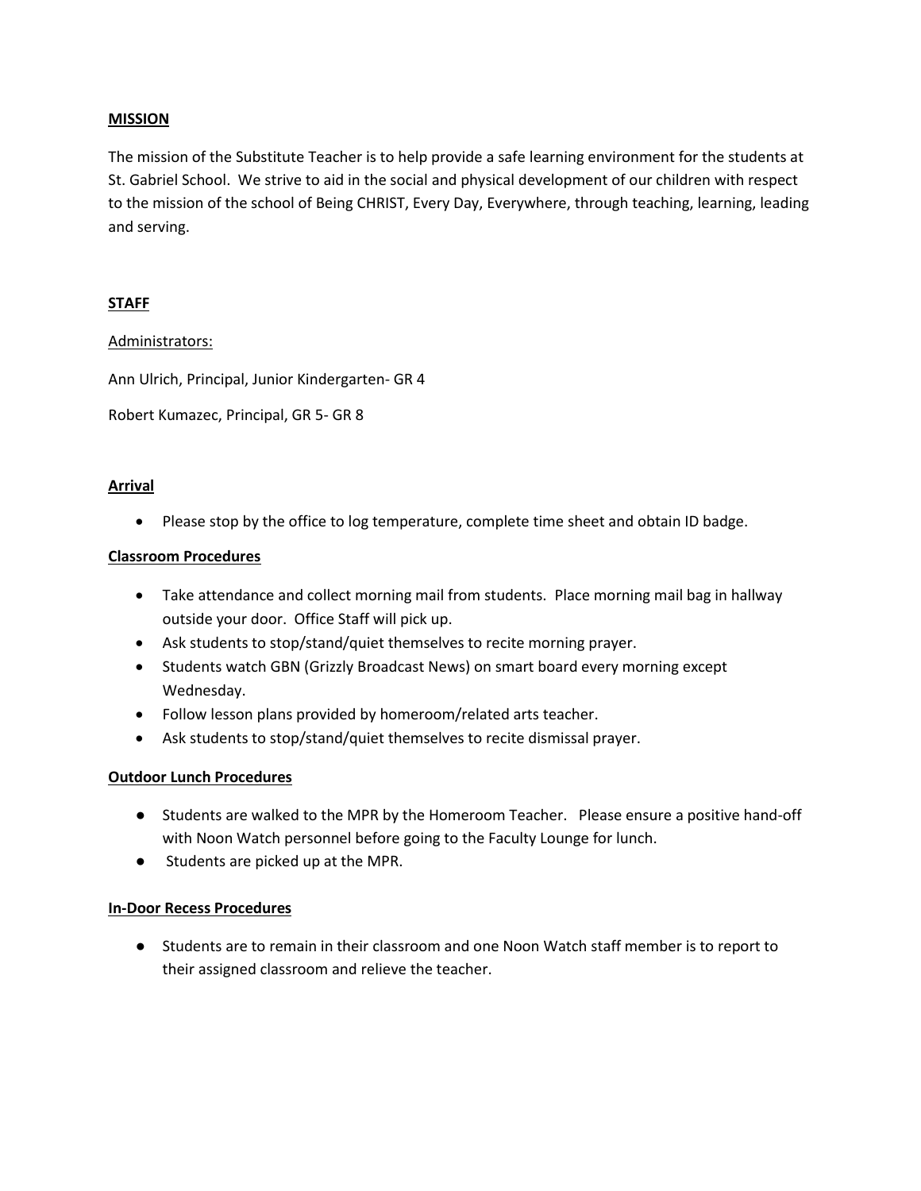## MISSION

The mission of the Substitute Teacher is to help provide a safe learning environment for the students at St. Gabriel School. We strive to aid in the social and physical development of our children with respect to the mission of the school of Being CHRIST, Every Day, Everywhere, through teaching, learning, leading and serving.

## STAFF

Administrators:

Ann Ulrich, Principal, Junior Kindergarten- GR 4

Robert Kumazec, Principal, GR 5- GR 8

## Arrival

- Please stop by the office to log temperature, complete time sheet and obtain ID badge.

## Classroom Procedures

- Take attendance and collect morning mail from students. Place morning mail bag in hallway outside your door. Office Staff will pick up.
- Ask students to stop/stand/quiet themselves to recite morning prayer.
- Students watch GBN (Grizzly Broadcast News) on smart board every morning except Wednesday.
- Follow lesson plans provided by homeroom/related arts teacher.
- Ask students to stop/stand/quiet themselves to recite dismissal prayer.

## Outdoor Lunch Procedures

- Students are walked to the MPR by the Homeroom Teacher. Please ensure a positive hand-off with Noon Watch personnel before going to the Faculty Lounge for lunch.
- Students are picked up at the MPR.

## In-Door Recess Procedures

- Students are to remain in their classroom and one Noon Watch staff member is to report to their assigned classroom and relieve the teacher.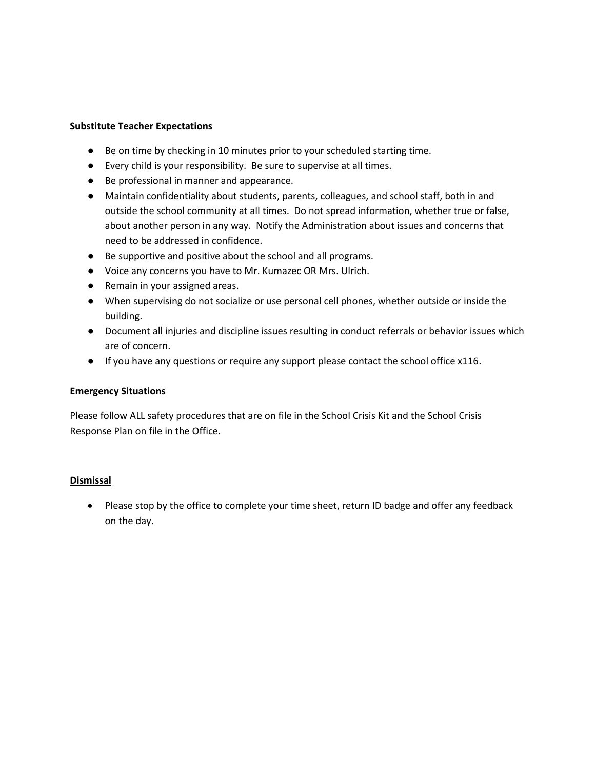**Substitute Teacher Expectations**

- Be on time by checking in 10 minutes prior to your scheduled starting time.
- Every child is your responsibility. Be sure to supervise at all times.
- Be professional in manner and appearance.
- Maintain confidentiality about students, parents, colleagues, and school staff, both in and outside the school community at all times. Do not spread information, whether true or false, about another person in any way. Notify the Administration about issues and concerns that need to be addressed in confidence.
- Be supportive and positive about the school and all programs.
- Voice any concerns you have to Mr. Kumazec OR Mrs. Ulrich.
- Remain in your assigned areas.
- When supervising do not socialize or use personal cell phones, whether outside or inside the building.
- Document all injuries and discipline issues resulting in conduct referrals or behavior issues which are of concern.
- If you have any questions or require any support please contact the school office x116.

**Emergency Situations**

Please follow ALL safety procedures that are on file in the School Crisis Kit and the School Crisis Response Plan on file in the Office.

**Dismissal**

- Please stop by the office to complete your time sheet, return ID badge and offer any feedback on the day.